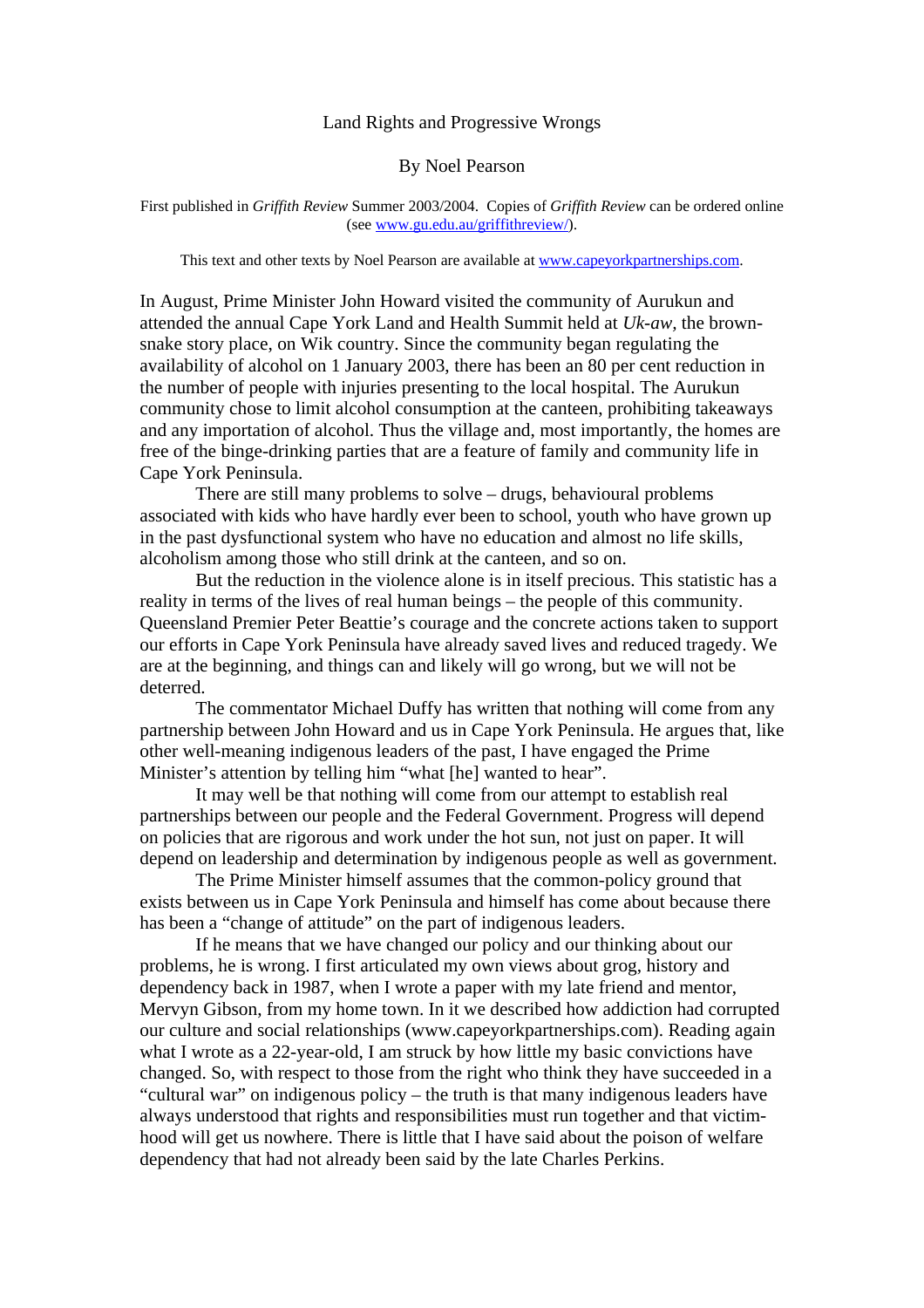# Land Rights and Progressive Wrongs

By Noel Pearson

First published in *Griffith Review* Summer 2003/2004. Copies of *Griffith Review* can be ordered online (see [www.gu.edu.au/griffithreview/](www.gu.edu.au/griffithreview/)).

This text and other texts by Noel Pearson are available at [www.capeyorkpartnerships.com](www.capeyorkpartnerships.com).

In August, Prime Minister John Howard visited the community of Aurukun and attended the annual Cape York Land and Health Summit held at *Uk-aw*, the brown-snake story place, on Wik country. Since the community began regulating the availability of alcohol on 1 January 2003, there has been an 80 per cent reduction in the number of people with injuries presenting to the local hospital. The Aurukun community chose to limit alcohol consumption at the canteen, prohibiting takeaways and any importation of alcohol. Thus the village and, most importantly, the homes are free of the binge-drinking parties that are a feature of family and community life in Cape York Peninsula.

There are still many problems to solve – drugs, behavioural problems associated with kids who have hardly ever been to school, youth who have grown up in the past dysfunctional system who have no education and almost no life skills, alcoholism among those who still drink at the canteen, and so on.

But the reduction in the violence alone is in itself precious. This statistic has a reality in terms of the lives of real human beings – the people of this community. Queensland Premier Peter Beattie's courage and the concrete actions taken to support our efforts in Cape York Peninsula have already saved lives and reduced tragedy. We are at the beginning, and things can and likely will go wrong, but we will not be deterred.

The commentator Michael Duffy has written that nothing will come from any partnership between John Howard and us in Cape York Peninsula. He argues that, like other well-meaning indigenous leaders of the past, I have engaged the Prime Minister's attention by telling him "what [he] wanted to hear".

It may well be that nothing will come from our attempt to establish real partnerships between our people and the Federal Government. Progress will depend on policies that are rigorous and work under the hot sun, not just on paper. It will depend on leadership and determination by indigenous people as well as government.

The Prime Minister himself assumes that the common-policy ground that exists between us in Cape York Peninsula and himself has come about because there has been a "change of attitude" on the part of indigenous leaders.

If he means that we have changed our policy and our thinking about our problems, he is wrong. I first articulated my own views about grog, history and dependency back in 1987, when I wrote a paper with my late friend and mentor, Mervyn Gibson, from my home town. In it we described how addiction had corrupted our culture and social relationships (www.capeyorkpartnerships.com). Reading again what I wrote as a 22-year-old, I am struck by how little my basic convictions have changed. So, with respect to those from the right who think they have succeeded in a "cultural war" on indigenous policy – the truth is that many indigenous leaders have always understood that rights and responsibilities must run together and that victim-hood will get us nowhere. There is little that I have said about the poison of welfare dependency that had not already been said by the late Charles Perkins.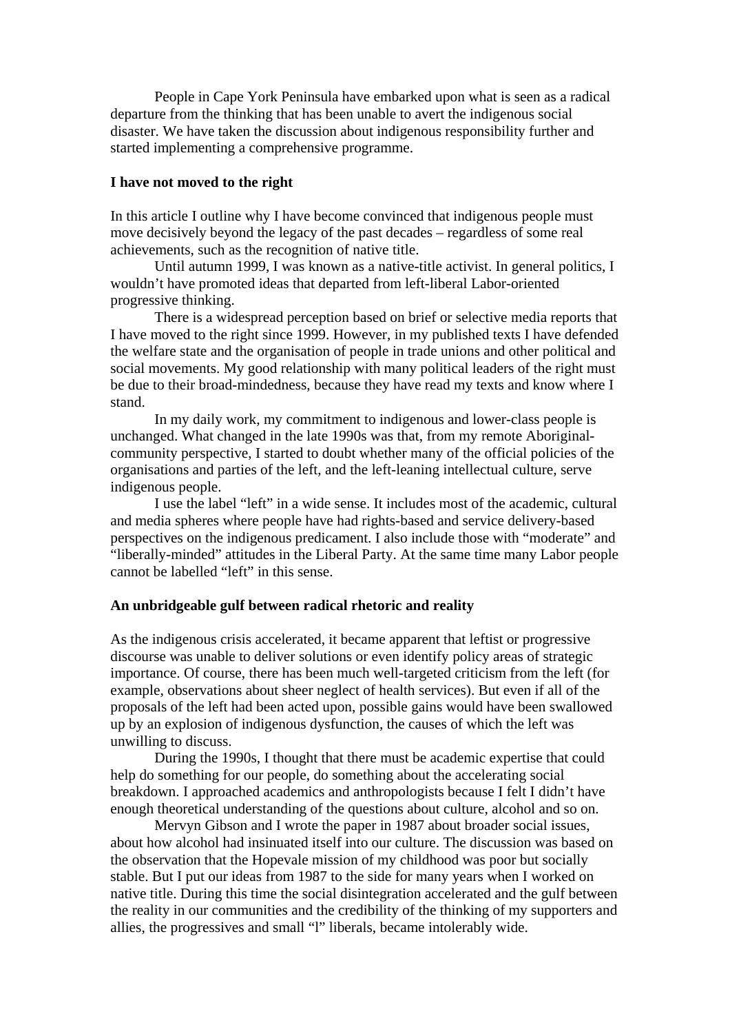People in Cape York Peninsula have embarked upon what is seen as a radical departure from the thinking that has been unable to avert the indigenous social disaster. We have taken the discussion about indigenous responsibility further and started implementing a comprehensive programme.

## I have not moved to the right

In this article I outline why I have become convinced that indigenous people must move decisively beyond the legacy of the past decades – regardless of some real achievements, such as the recognition of native title.

Until autumn 1999, I was known as a native-title activist. In general politics, I wouldn't have promoted ideas that departed from left-liberal Labor-oriented progressive thinking.

There is a widespread perception based on brief or selective media reports that I have moved to the right since 1999. However, in my published texts I have defended the welfare state and the organisation of people in trade unions and other political and social movements. My good relationship with many political leaders of the right must be due to their broad-mindedness, because they have read my texts and know where I stand.

In my daily work, my commitment to indigenous and lower-class people is unchanged. What changed in the late 1990s was that, from my remote Aboriginal-community perspective, I started to doubt whether many of the official policies of the organisations and parties of the left, and the left-leaning intellectual culture, serve indigenous people.

I use the label "left" in a wide sense. It includes most of the academic, cultural and media spheres where people have had rights-based and service delivery-based perspectives on the indigenous predicament. I also include those with "moderate" and "liberally-minded" attitudes in the Liberal Party. At the same time many Labor people cannot be labelled "left" in this sense.

## An unbridgeable gulf between radical rhetoric and reality

As the indigenous crisis accelerated, it became apparent that leftist or progressive discourse was unable to deliver solutions or even identify policy areas of strategic importance. Of course, there has been much well-targeted criticism from the left (for example, observations about sheer neglect of health services). But even if all of the proposals of the left had been acted upon, possible gains would have been swallowed up by an explosion of indigenous dysfunction, the causes of which the left was unwilling to discuss.

During the 1990s, I thought that there must be academic expertise that could help do something for our people, do something about the accelerating social breakdown. I approached academics and anthropologists because I felt I didn't have enough theoretical understanding of the questions about culture, alcohol and so on.

Mervyn Gibson and I wrote the paper in 1987 about broader social issues, about how alcohol had insinuated itself into our culture. The discussion was based on the observation that the Hopevale mission of my childhood was poor but socially stable. But I put our ideas from 1987 to the side for many years when I worked on native title. During this time the social disintegration accelerated and the gulf between the reality in our communities and the credibility of the thinking of my supporters and allies, the progressives and small "l" liberals, became intolerably wide.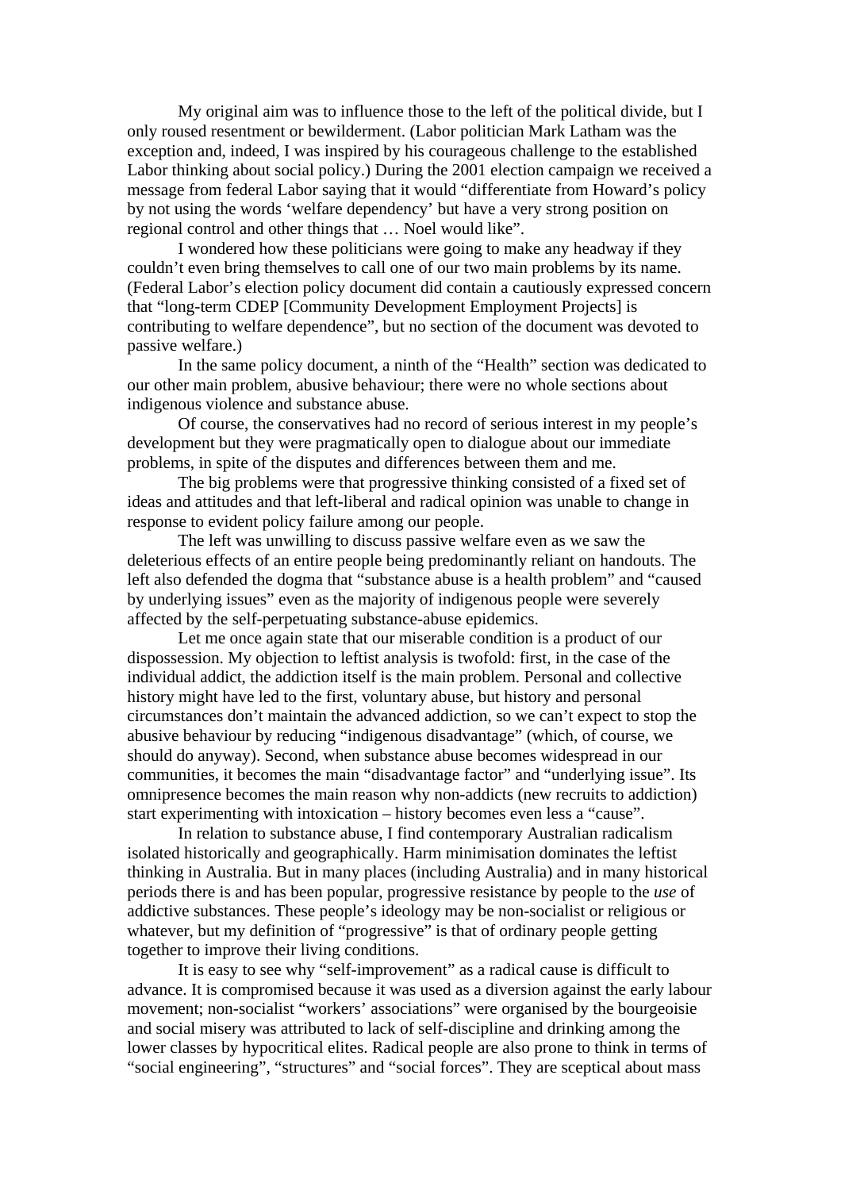My original aim was to influence those to the left of the political divide, but I only roused resentment or bewilderment. (Labor politician Mark Latham was the exception and, indeed, I was inspired by his courageous challenge to the established Labor thinking about social policy.) During the 2001 election campaign we received a message from federal Labor saying that it would "differentiate from Howard's policy by not using the words 'welfare dependency' but have a very strong position on regional control and other things that … Noel would like".

I wondered how these politicians were going to make any headway if they couldn't even bring themselves to call one of our two main problems by its name. (Federal Labor's election policy document did contain a cautiously expressed concern that "long-term CDEP [Community Development Employment Projects] is contributing to welfare dependence", but no section of the document was devoted to passive welfare.)

In the same policy document, a ninth of the "Health" section was dedicated to our other main problem, abusive behaviour; there were no whole sections about indigenous violence and substance abuse.

Of course, the conservatives had no record of serious interest in my people's development but they were pragmatically open to dialogue about our immediate problems, in spite of the disputes and differences between them and me.

The big problems were that progressive thinking consisted of a fixed set of ideas and attitudes and that left-liberal and radical opinion was unable to change in response to evident policy failure among our people.

The left was unwilling to discuss passive welfare even as we saw the deleterious effects of an entire people being predominantly reliant on handouts. The left also defended the dogma that "substance abuse is a health problem" and "caused by underlying issues" even as the majority of indigenous people were severely affected by the self-perpetuating substance-abuse epidemics.

Let me once again state that our miserable condition is a product of our dispossession. My objection to leftist analysis is twofold: first, in the case of the individual addict, the addiction itself is the main problem. Personal and collective history might have led to the first, voluntary abuse, but history and personal circumstances don't maintain the advanced addiction, so we can't expect to stop the abusive behaviour by reducing "indigenous disadvantage" (which, of course, we should do anyway). Second, when substance abuse becomes widespread in our communities, it becomes the main "disadvantage factor" and "underlying issue". Its omnipresence becomes the main reason why non-addicts (new recruits to addiction) start experimenting with intoxication – history becomes even less a "cause".

In relation to substance abuse, I find contemporary Australian radicalism isolated historically and geographically. Harm minimisation dominates the leftist thinking in Australia. But in many places (including Australia) and in many historical periods there is and has been popular, progressive resistance by people to the *use* of addictive substances. These people's ideology may be non-socialist or religious or whatever, but my definition of "progressive" is that of ordinary people getting together to improve their living conditions.

It is easy to see why "self-improvement" as a radical cause is difficult to advance. It is compromised because it was used as a diversion against the early labour movement; non-socialist "workers' associations" were organised by the bourgeoisie and social misery was attributed to lack of self-discipline and drinking among the lower classes by hypocritical elites. Radical people are also prone to think in terms of "social engineering", "structures" and "social forces". They are sceptical about mass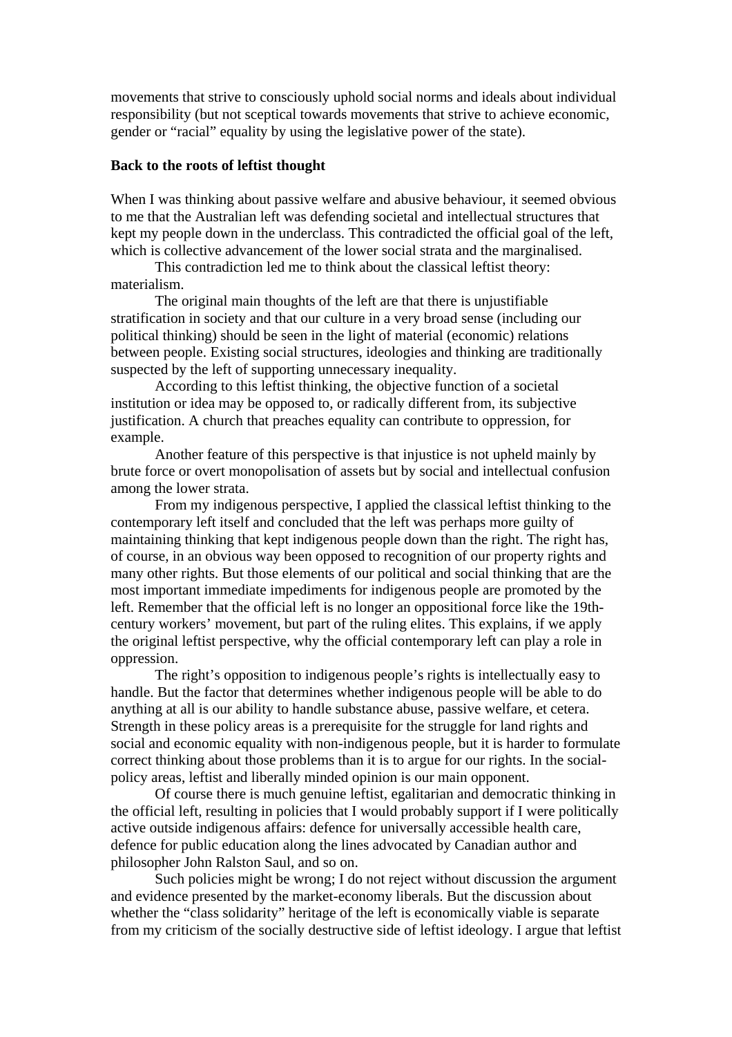movements that strive to consciously uphold social norms and ideals about individual responsibility (but not sceptical towards movements that strive to achieve economic, gender or "racial" equality by using the legislative power of the state).

**Back to the roots of leftist thought**

When I was thinking about passive welfare and abusive behaviour, it seemed obvious to me that the Australian left was defending societal and intellectual structures that kept my people down in the underclass. This contradicted the official goal of the left, which is collective advancement of the lower social strata and the marginalised.

This contradiction led me to think about the classical leftist theory: materialism.

The original main thoughts of the left are that there is unjustifiable stratification in society and that our culture in a very broad sense (including our political thinking) should be seen in the light of material (economic) relations between people. Existing social structures, ideologies and thinking are traditionally suspected by the left of supporting unnecessary inequality.

According to this leftist thinking, the objective function of a societal institution or idea may be opposed to, or radically different from, its subjective justification. A church that preaches equality can contribute to oppression, for example.

Another feature of this perspective is that injustice is not upheld mainly by brute force or overt monopolisation of assets but by social and intellectual confusion among the lower strata.

From my indigenous perspective, I applied the classical leftist thinking to the contemporary left itself and concluded that the left was perhaps more guilty of maintaining thinking that kept indigenous people down than the right. The right has, of course, in an obvious way been opposed to recognition of our property rights and many other rights. But those elements of our political and social thinking that are the most important immediate impediments for indigenous people are promoted by the left. Remember that the official left is no longer an oppositional force like the 19th-century workers' movement, but part of the ruling elites. This explains, if we apply the original leftist perspective, why the official contemporary left can play a role in oppression.

The right's opposition to indigenous people's rights is intellectually easy to handle. But the factor that determines whether indigenous people will be able to do anything at all is our ability to handle substance abuse, passive welfare, et cetera. Strength in these policy areas is a prerequisite for the struggle for land rights and social and economic equality with non-indigenous people, but it is harder to formulate correct thinking about those problems than it is to argue for our rights. In the social-policy areas, leftist and liberally minded opinion is our main opponent.

Of course there is much genuine leftist, egalitarian and democratic thinking in the official left, resulting in policies that I would probably support if I were politically active outside indigenous affairs: defence for universally accessible health care, defence for public education along the lines advocated by Canadian author and philosopher John Ralston Saul, and so on.

Such policies might be wrong; I do not reject without discussion the argument and evidence presented by the market-economy liberals. But the discussion about whether the "class solidarity" heritage of the left is economically viable is separate from my criticism of the socially destructive side of leftist ideology. I argue that leftist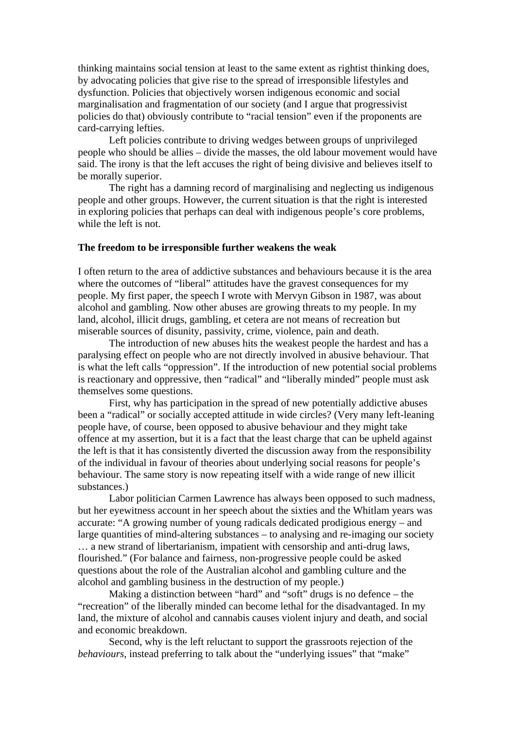thinking maintains social tension at least to the same extent as rightist thinking does, by advocating policies that give rise to the spread of irresponsible lifestyles and dysfunction. Policies that objectively worsen indigenous economic and social marginalisation and fragmentation of our society (and I argue that progressivist policies do that) obviously contribute to "racial tension" even if the proponents are card-carrying lefties.

Left policies contribute to driving wedges between groups of unprivileged people who should be allies – divide the masses, the old labour movement would have said. The irony is that the left accuses the right of being divisive and believes itself to be morally superior.

The right has a damning record of marginalising and neglecting us indigenous people and other groups. However, the current situation is that the right is interested in exploring policies that perhaps can deal with indigenous people's core problems, while the left is not.

**The freedom to be irresponsible further weakens the weak**

I often return to the area of addictive substances and behaviours because it is the area where the outcomes of "liberal" attitudes have the gravest consequences for my people. My first paper, the speech I wrote with Mervyn Gibson in 1987, was about alcohol and gambling. Now other abuses are growing threats to my people. In my land, alcohol, illicit drugs, gambling, et cetera are not means of recreation but miserable sources of disunity, passivity, crime, violence, pain and death.

The introduction of new abuses hits the weakest people the hardest and has a paralysing effect on people who are not directly involved in abusive behaviour. That is what the left calls "oppression". If the introduction of new potential social problems is reactionary and oppressive, then "radical" and "liberally minded" people must ask themselves some questions.

First, why has participation in the spread of new potentially addictive abuses been a "radical" or socially accepted attitude in wide circles? (Very many left-leaning people have, of course, been opposed to abusive behaviour and they might take offence at my assertion, but it is a fact that the least charge that can be upheld against the left is that it has consistently diverted the discussion away from the responsibility of the individual in favour of theories about underlying social reasons for people's behaviour. The same story is now repeating itself with a wide range of new illicit substances.)

Labor politician Carmen Lawrence has always been opposed to such madness, but her eyewitness account in her speech about the sixties and the Whitlam years was accurate: "A growing number of young radicals dedicated prodigious energy – and large quantities of mind-altering substances – to analysing and re-imaging our society … a new strand of libertarianism, impatient with censorship and anti-drug laws, flourished." (For balance and fairness, non-progressive people could be asked questions about the role of the Australian alcohol and gambling culture and the alcohol and gambling business in the destruction of my people.)

Making a distinction between "hard" and "soft" drugs is no defence – the "recreation" of the liberally minded can become lethal for the disadvantaged. In my land, the mixture of alcohol and cannabis causes violent injury and death, and social and economic breakdown.

Second, why is the left reluctant to support the grassroots rejection of the *behaviours*, instead preferring to talk about the "underlying issues" that "make"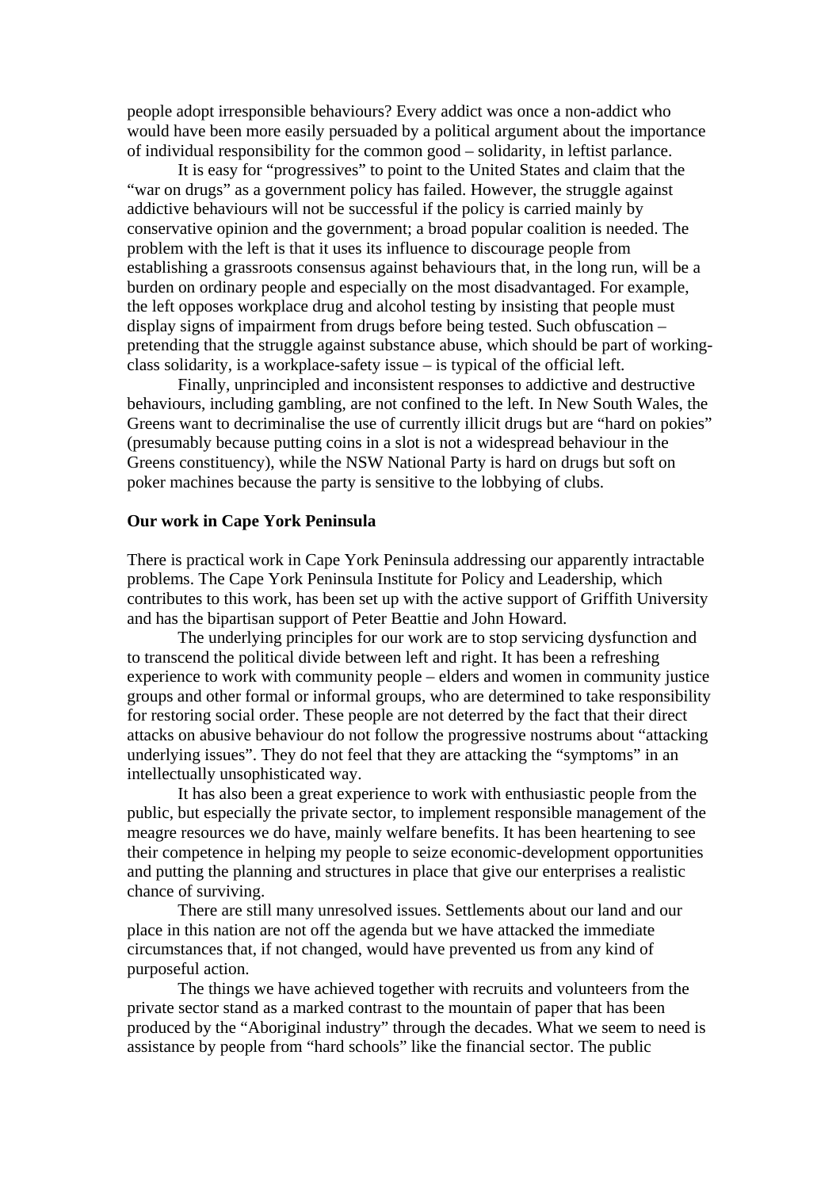people adopt irresponsible behaviours? Every addict was once a non-addict who would have been more easily persuaded by a political argument about the importance of individual responsibility for the common good – solidarity, in leftist parlance.

It is easy for "progressives" to point to the United States and claim that the "war on drugs" as a government policy has failed. However, the struggle against addictive behaviours will not be successful if the policy is carried mainly by conservative opinion and the government; a broad popular coalition is needed. The problem with the left is that it uses its influence to discourage people from establishing a grassroots consensus against behaviours that, in the long run, will be a burden on ordinary people and especially on the most disadvantaged. For example, the left opposes workplace drug and alcohol testing by insisting that people must display signs of impairment from drugs before being tested. Such obfuscation – pretending that the struggle against substance abuse, which should be part of working-class solidarity, is a workplace-safety issue – is typical of the official left.

Finally, unprincipled and inconsistent responses to addictive and destructive behaviours, including gambling, are not confined to the left. In New South Wales, the Greens want to decriminalise the use of currently illicit drugs but are "hard on pokies" (presumably because putting coins in a slot is not a widespread behaviour in the Greens constituency), while the NSW National Party is hard on drugs but soft on poker machines because the party is sensitive to the lobbying of clubs.

**Our work in Cape York Peninsula**

There is practical work in Cape York Peninsula addressing our apparently intractable problems. The Cape York Peninsula Institute for Policy and Leadership, which contributes to this work, has been set up with the active support of Griffith University and has the bipartisan support of Peter Beattie and John Howard.

The underlying principles for our work are to stop servicing dysfunction and to transcend the political divide between left and right. It has been a refreshing experience to work with community people – elders and women in community justice groups and other formal or informal groups, who are determined to take responsibility for restoring social order. These people are not deterred by the fact that their direct attacks on abusive behaviour do not follow the progressive nostrums about "attacking underlying issues". They do not feel that they are attacking the "symptoms" in an intellectually unsophisticated way.

It has also been a great experience to work with enthusiastic people from the public, but especially the private sector, to implement responsible management of the meagre resources we do have, mainly welfare benefits. It has been heartening to see their competence in helping my people to seize economic-development opportunities and putting the planning and structures in place that give our enterprises a realistic chance of surviving.

There are still many unresolved issues. Settlements about our land and our place in this nation are not off the agenda but we have attacked the immediate circumstances that, if not changed, would have prevented us from any kind of purposeful action.

The things we have achieved together with recruits and volunteers from the private sector stand as a marked contrast to the mountain of paper that has been produced by the "Aboriginal industry" through the decades. What we seem to need is assistance by people from "hard schools" like the financial sector. The public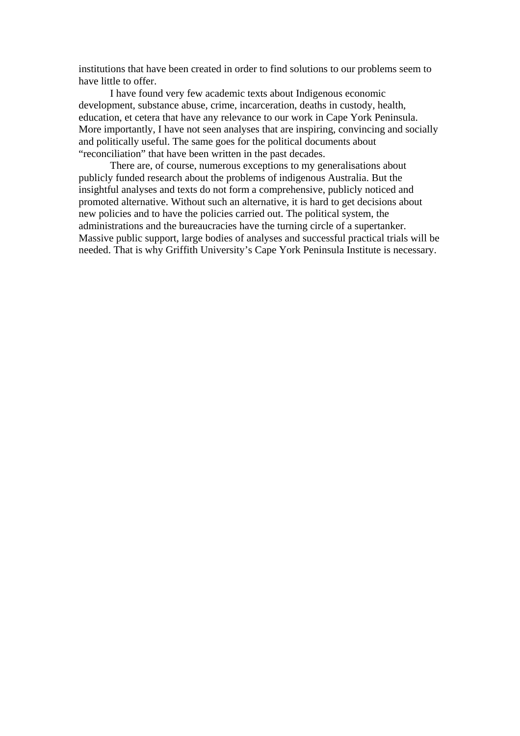institutions that have been created in order to find solutions to our problems seem to have little to offer.

I have found very few academic texts about Indigenous economic development, substance abuse, crime, incarceration, deaths in custody, health, education, et cetera that have any relevance to our work in Cape York Peninsula. More importantly, I have not seen analyses that are inspiring, convincing and socially and politically useful. The same goes for the political documents about "reconciliation" that have been written in the past decades.

There are, of course, numerous exceptions to my generalisations about publicly funded research about the problems of indigenous Australia. But the insightful analyses and texts do not form a comprehensive, publicly noticed and promoted alternative. Without such an alternative, it is hard to get decisions about new policies and to have the policies carried out. The political system, the administrations and the bureaucracies have the turning circle of a supertanker. Massive public support, large bodies of analyses and successful practical trials will be needed. That is why Griffith University's Cape York Peninsula Institute is necessary.